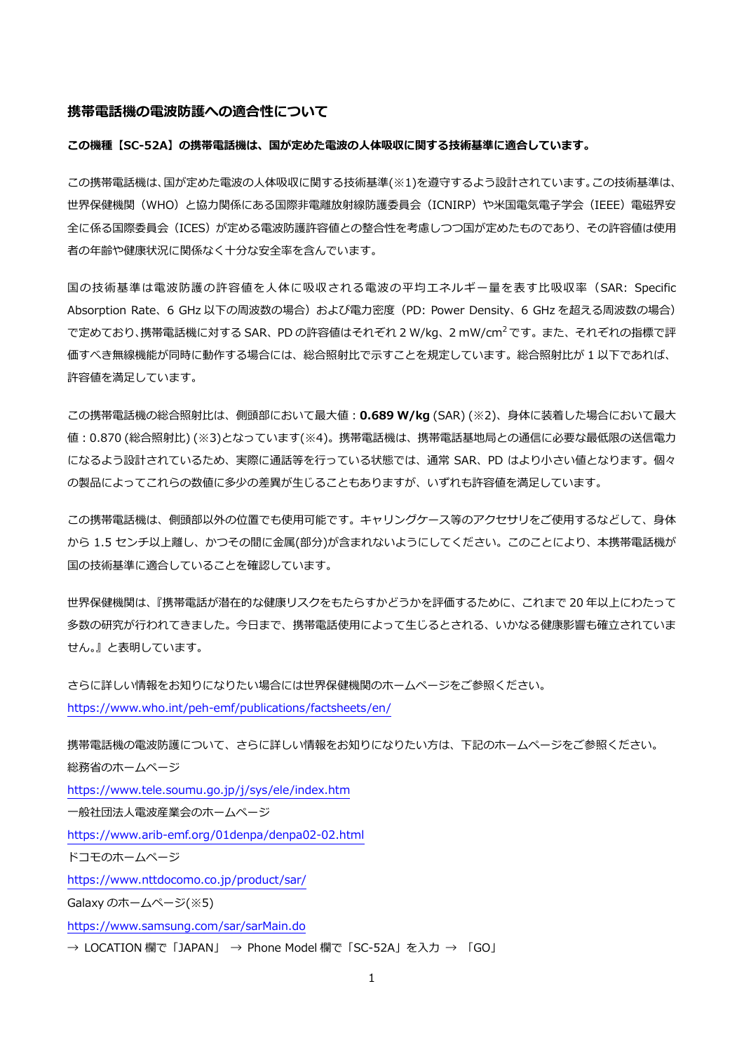## 携帯電話機の電波防護への適合性について

**この機種【SC-52A】の携帯電話機は、国が定めた電波の人体吸収に関する技術基準に適合しています。**

この携帯電話機は、国が定めた電波の人体吸収に関する技術基準(※1)を遵守するよう設計されています。この技術基準は、世界保健機関（WHO）と協力関係にある国際非電離放射線防護委員会（ICNIRP）や米国電気電子学会（IEEE）電磁界安全に係る国際委員会（ICES）が定める電波防護許容値との整合性を考慮しつつ国が定めたものであり、その許容値は使用者の年齢や健康状況に関係なく十分な安全率を含んでいます。

国の技術基準は電波防護の許容値を人体に吸収される電波の平均エネルギー量を表す比吸収率（SAR: Specific Absorption Rate、6 GHz 以下の周波数の場合）および電力密度（PD: Power Density、6 GHz を超える周波数の場合）で定めており、携帯電話機に対する SAR、PD の許容値はそれぞれ 2 W/kg、2 mW/cm$^2$ です。また、それぞれの指標で評価すべき無線機能が同時に動作する場合には、総合照射比で示すことを規定しています。総合照射比が 1 以下であれば、許容値を満足しています。

この携帯電話機の総合照射比は、側頭部において最大値：**0.689 W/kg** (SAR) (※2)、身体に装着した場合において最大値：0.870 (総合照射比) (※3)となっています(※4)。携帯電話機は、携帯電話基地局との通信に必要な最低限の送信電力になるよう設計されているため、実際に通話等を行っている状態では、通常 SAR、PD はより小さい値となります。個々の製品によってこれらの数値に多少の差異が生じることもありますが、いずれも許容値を満足しています。

この携帯電話機は、側頭部以外の位置でも使用可能です。キャリングケース等のアクセサリをご使用するなどして、身体から 1.5 センチ以上離し、かつその間に金属(部分)が含まれないようにしてください。このことにより、本携帯電話機が国の技術基準に適合していることを確認しています。

世界保健機関は、『携帯電話が潜在的な健康リスクをもたらすかどうかを評価するために、これまで 20 年以上にわたって多数の研究が行われてきました。今日まで、携帯電話使用によって生じるとされる、いかなる健康影響も確立されていません。』と表明しています。

さらに詳しい情報をお知りになりたい場合には世界保健機関のホームページをご参照ください。
https://www.who.int/peh-emf/publications/factsheets/en/

携帯電話機の電波防護について、さらに詳しい情報をお知りになりたい方は、下記のホームページをご参照ください。

総務省のホームページ
https://www.tele.soumu.go.jp/j/sys/ele/index.htm

一般社団法人電波産業会のホームページ
https://www.arib-emf.org/01denpa/denpa02-02.html

ドコモのホームページ
https://www.nttdocomo.co.jp/product/sar/

Galaxy のホームページ(※5)
https://www.samsung.com/sar/sarMain.do

→ LOCATION 欄で「JAPAN」 → Phone Model 欄で「SC-52A」を入力 → 「GO」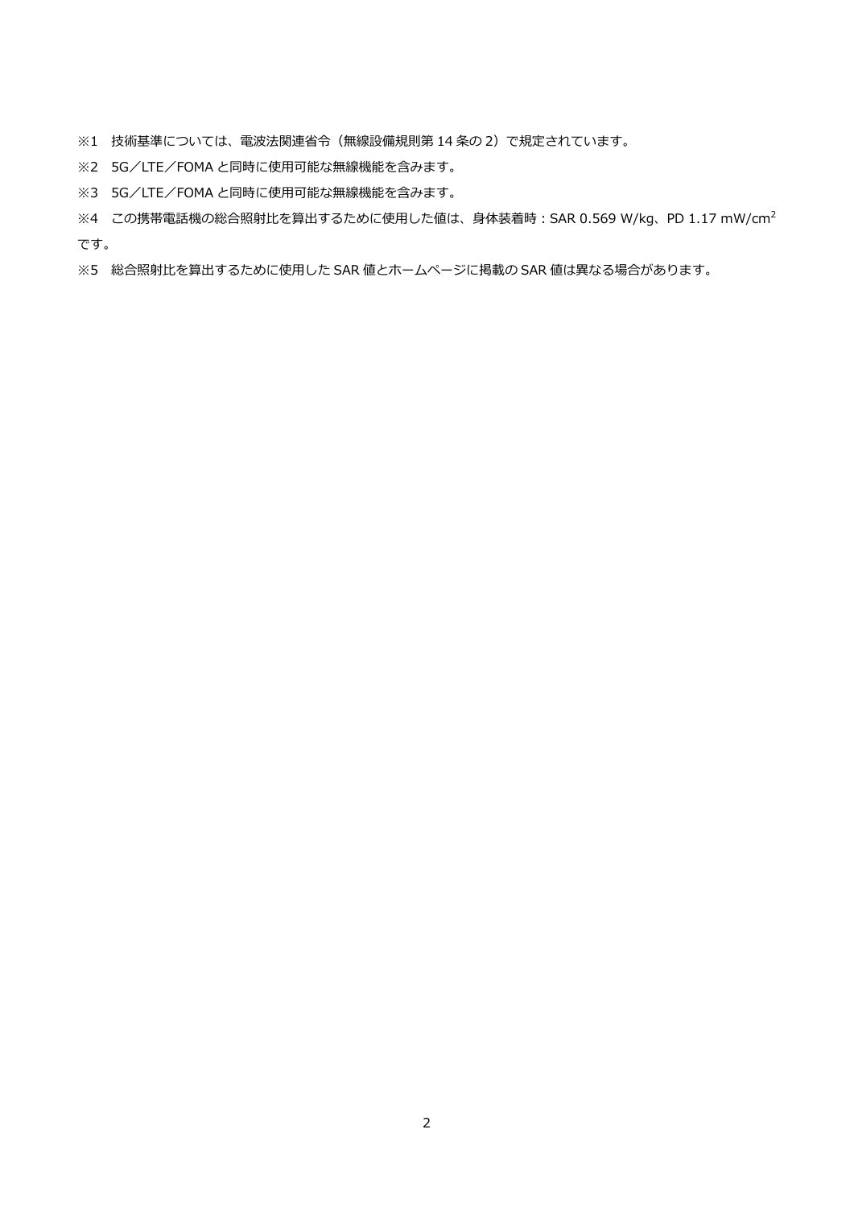※1　技術基準については、電波法関連省令（無線設備規則第 14 条の 2）で規定されています。

※2　5G／LTE／FOMA と同時に使用可能な無線機能を含みます。

※3　5G／LTE／FOMA と同時に使用可能な無線機能を含みます。

※4　この携帯電話機の総合照射比を算出するために使用した値は、身体装着時：SAR 0.569 W/kg、PD 1.17 mW/$cm^2$ です。

※5　総合照射比を算出するために使用した SAR 値とホームページに掲載の SAR 値は異なる場合があります。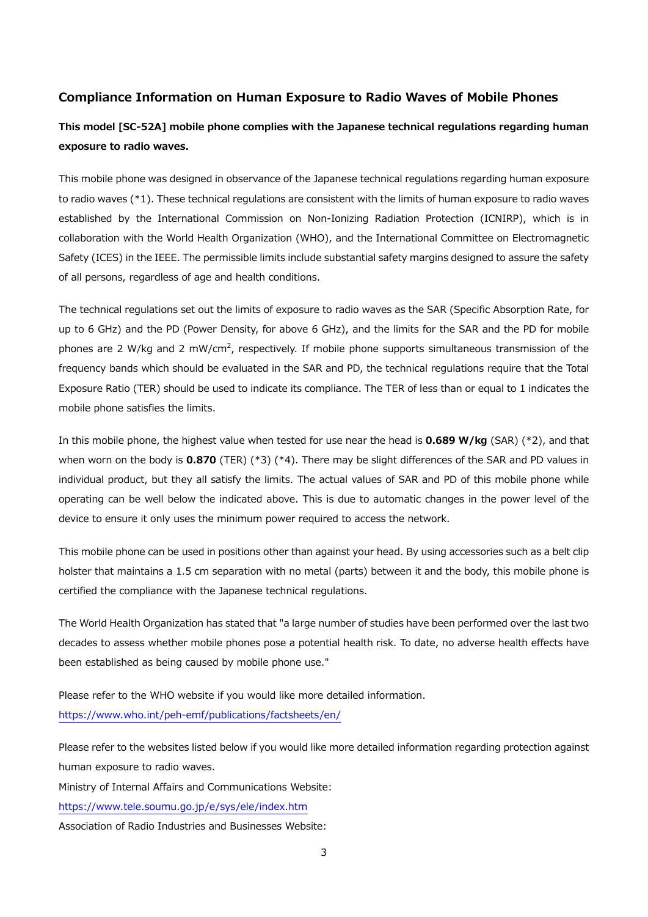## Compliance Information on Human Exposure to Radio Waves of Mobile Phones

**This model [SC-52A] mobile phone complies with the Japanese technical regulations regarding human exposure to radio waves.**

This mobile phone was designed in observance of the Japanese technical regulations regarding human exposure to radio waves (*1). These technical regulations are consistent with the limits of human exposure to radio waves established by the International Commission on Non-Ionizing Radiation Protection (ICNIRP), which is in collaboration with the World Health Organization (WHO), and the International Committee on Electromagnetic Safety (ICES) in the IEEE. The permissible limits include substantial safety margins designed to assure the safety of all persons, regardless of age and health conditions.

The technical regulations set out the limits of exposure to radio waves as the SAR (Specific Absorption Rate, for up to 6 GHz) and the PD (Power Density, for above 6 GHz), and the limits for the SAR and the PD for mobile phones are 2 W/kg and 2 mW/cm$^2$, respectively. If mobile phone supports simultaneous transmission of the frequency bands which should be evaluated in the SAR and PD, the technical regulations require that the Total Exposure Ratio (TER) should be used to indicate its compliance. The TER of less than or equal to 1 indicates the mobile phone satisfies the limits.

In this mobile phone, the highest value when tested for use near the head is **0.689 W/kg** (SAR) (*2), and that when worn on the body is **0.870** (TER) (*3) (*4). There may be slight differences of the SAR and PD values in individual product, but they all satisfy the limits. The actual values of SAR and PD of this mobile phone while operating can be well below the indicated above. This is due to automatic changes in the power level of the device to ensure it only uses the minimum power required to access the network.

This mobile phone can be used in positions other than against your head. By using accessories such as a belt clip holster that maintains a 1.5 cm separation with no metal (parts) between it and the body, this mobile phone is certified the compliance with the Japanese technical regulations.

The World Health Organization has stated that "a large number of studies have been performed over the last two decades to assess whether mobile phones pose a potential health risk. To date, no adverse health effects have been established as being caused by mobile phone use."

Please refer to the WHO website if you would like more detailed information.
https://www.who.int/peh-emf/publications/factsheets/en/

Please refer to the websites listed below if you would like more detailed information regarding protection against human exposure to radio waves.
Ministry of Internal Affairs and Communications Website:
https://www.tele.soumu.go.jp/e/sys/ele/index.htm
Association of Radio Industries and Businesses Website: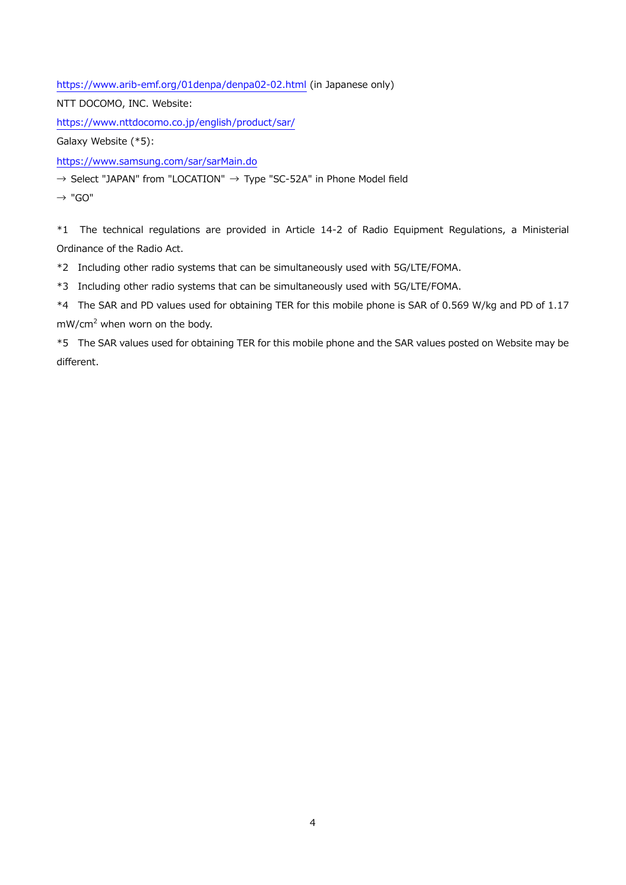https://www.arib-emf.org/01denpa/denpa02-02.html (in Japanese only)

NTT DOCOMO, INC. Website:

https://www.nttdocomo.co.jp/english/product/sar/

Galaxy Website (*5):

https://www.samsung.com/sar/sarMain.do

→ Select "JAPAN" from "LOCATION" → Type "SC-52A" in Phone Model field

→ "GO"

*1 The technical regulations are provided in Article 14-2 of Radio Equipment Regulations, a Ministerial Ordinance of the Radio Act.

*2 Including other radio systems that can be simultaneously used with 5G/LTE/FOMA.

*3 Including other radio systems that can be simultaneously used with 5G/LTE/FOMA.

*4 The SAR and PD values used for obtaining TER for this mobile phone is SAR of 0.569 W/kg and PD of 1.17 $mW/cm^2$ when worn on the body.

*5 The SAR values used for obtaining TER for this mobile phone and the SAR values posted on Website may be different.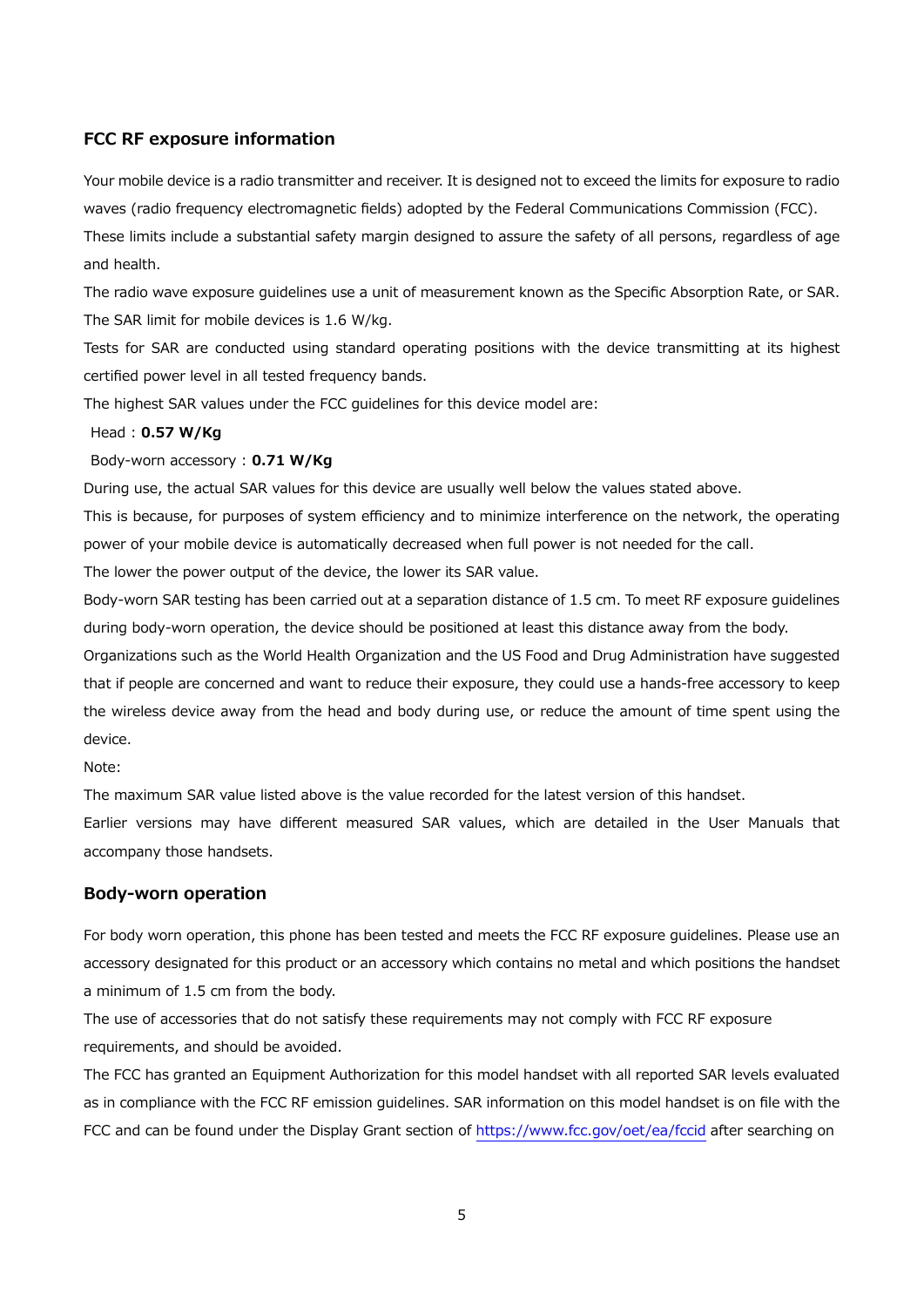## FCC RF exposure information

Your mobile device is a radio transmitter and receiver. It is designed not to exceed the limits for exposure to radio waves (radio frequency electromagnetic fields) adopted by the Federal Communications Commission (FCC). These limits include a substantial safety margin designed to assure the safety of all persons, regardless of age and health.

The radio wave exposure guidelines use a unit of measurement known as the Specific Absorption Rate, or SAR. The SAR limit for mobile devices is 1.6 W/kg.

Tests for SAR are conducted using standard operating positions with the device transmitting at its highest certified power level in all tested frequency bands.

The highest SAR values under the FCC guidelines for this device model are:

Head : **0.57 W/Kg**

Body-worn accessory : **0.71 W/Kg**

During use, the actual SAR values for this device are usually well below the values stated above.

This is because, for purposes of system efficiency and to minimize interference on the network, the operating power of your mobile device is automatically decreased when full power is not needed for the call.

The lower the power output of the device, the lower its SAR value.

Body-worn SAR testing has been carried out at a separation distance of 1.5 cm. To meet RF exposure guidelines during body-worn operation, the device should be positioned at least this distance away from the body.

Organizations such as the World Health Organization and the US Food and Drug Administration have suggested that if people are concerned and want to reduce their exposure, they could use a hands-free accessory to keep the wireless device away from the head and body during use, or reduce the amount of time spent using the device.

Note:

The maximum SAR value listed above is the value recorded for the latest version of this handset.

Earlier versions may have different measured SAR values, which are detailed in the User Manuals that accompany those handsets.

## Body-worn operation

For body worn operation, this phone has been tested and meets the FCC RF exposure guidelines. Please use an accessory designated for this product or an accessory which contains no metal and which positions the handset a minimum of 1.5 cm from the body.

The use of accessories that do not satisfy these requirements may not comply with FCC RF exposure requirements, and should be avoided.

The FCC has granted an Equipment Authorization for this model handset with all reported SAR levels evaluated as in compliance with the FCC RF emission guidelines. SAR information on this model handset is on file with the FCC and can be found under the Display Grant section of https://www.fcc.gov/oet/ea/fccid after searching on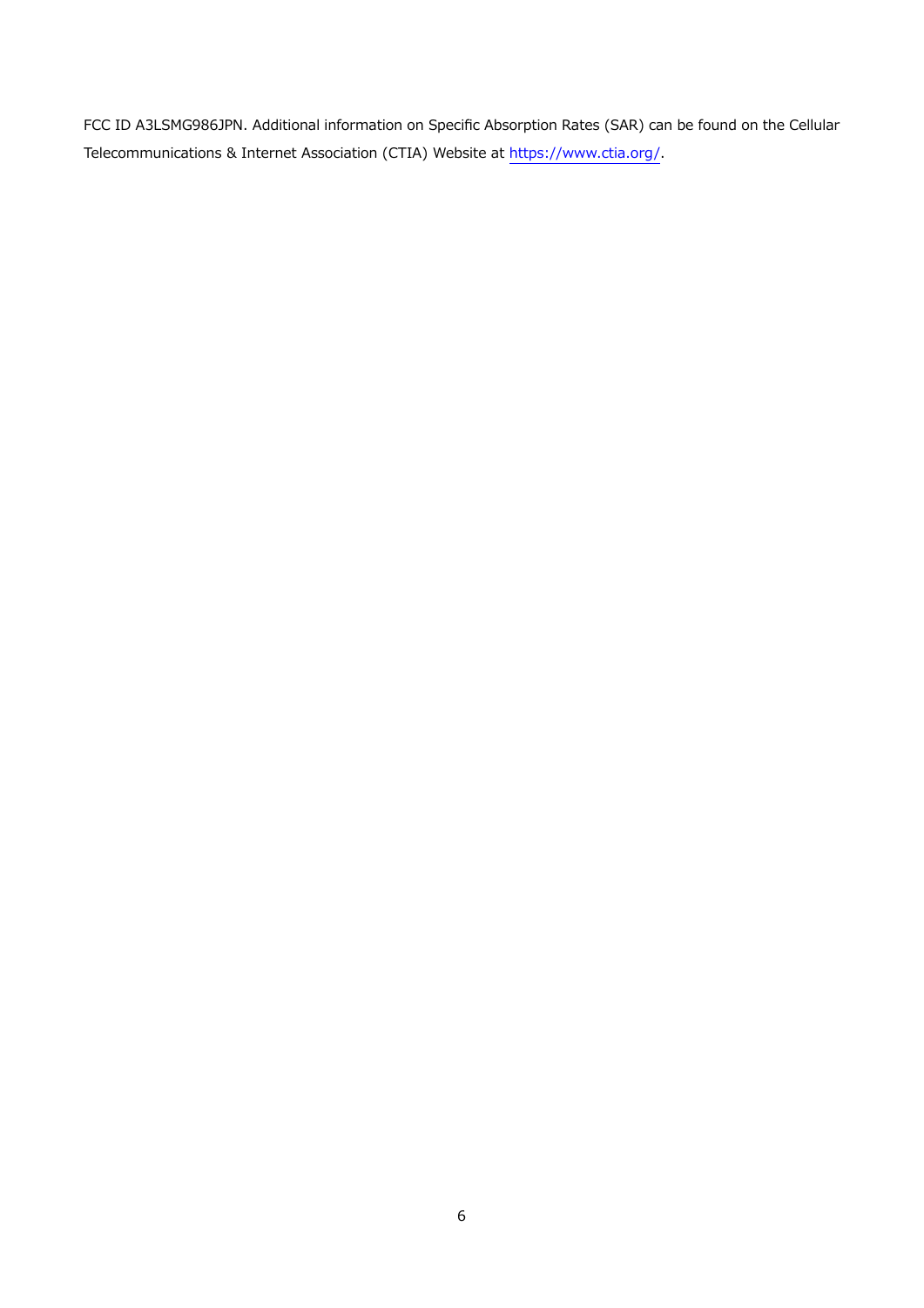FCC ID A3LSMG986JPN. Additional information on Specific Absorption Rates (SAR) can be found on the Cellular Telecommunications & Internet Association (CTIA) Website at https://www.ctia.org/.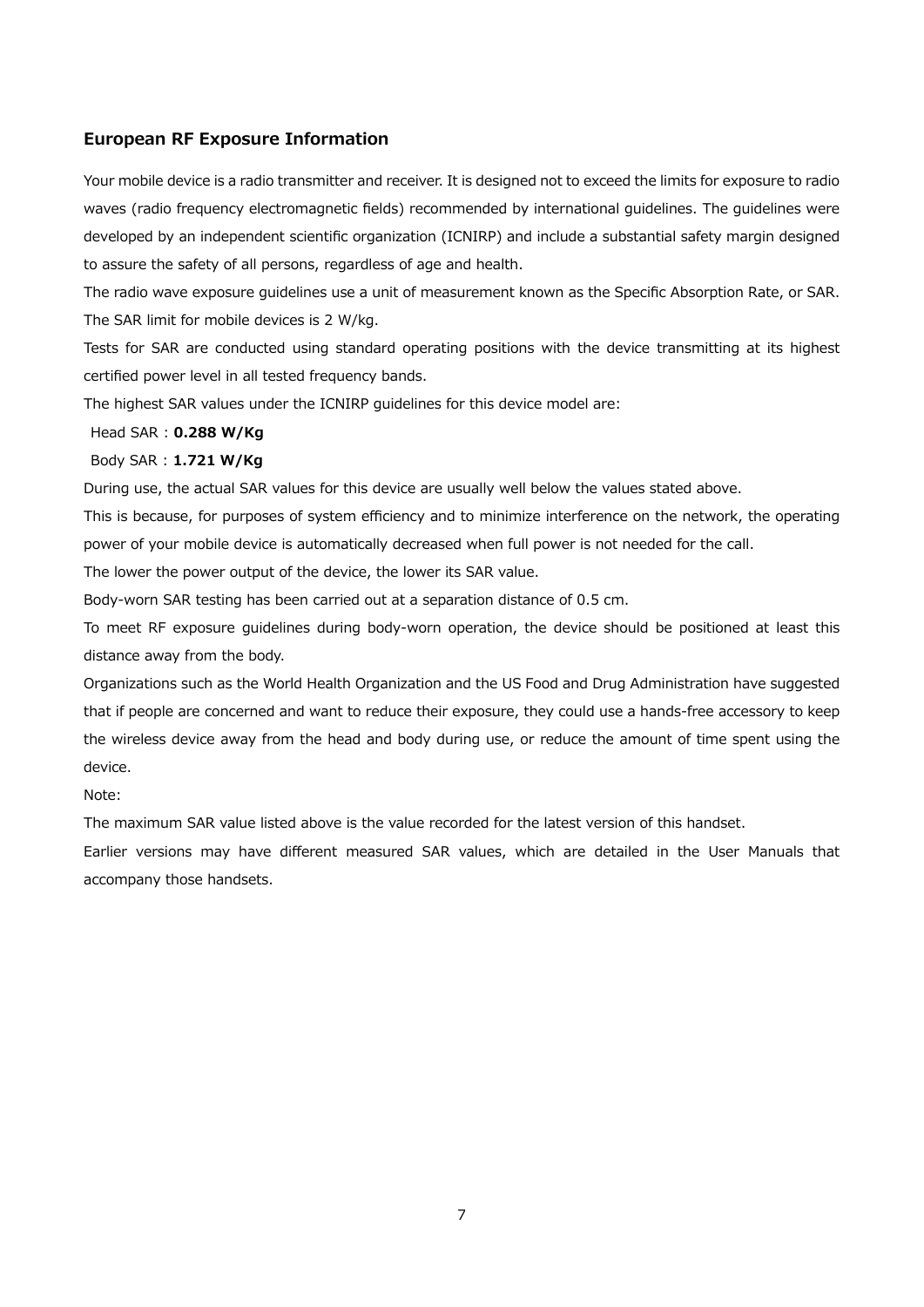## European RF Exposure Information

Your mobile device is a radio transmitter and receiver. It is designed not to exceed the limits for exposure to radio waves (radio frequency electromagnetic fields) recommended by international guidelines. The guidelines were developed by an independent scientific organization (ICNIRP) and include a substantial safety margin designed to assure the safety of all persons, regardless of age and health.

The radio wave exposure guidelines use a unit of measurement known as the Specific Absorption Rate, or SAR. The SAR limit for mobile devices is 2 W/kg.

Tests for SAR are conducted using standard operating positions with the device transmitting at its highest certified power level in all tested frequency bands.

The highest SAR values under the ICNIRP guidelines for this device model are:

Head SAR : **0.288 W/Kg**

Body SAR : **1.721 W/Kg**

During use, the actual SAR values for this device are usually well below the values stated above.

This is because, for purposes of system efficiency and to minimize interference on the network, the operating power of your mobile device is automatically decreased when full power is not needed for the call.

The lower the power output of the device, the lower its SAR value.

Body-worn SAR testing has been carried out at a separation distance of 0.5 cm.

To meet RF exposure guidelines during body-worn operation, the device should be positioned at least this distance away from the body.

Organizations such as the World Health Organization and the US Food and Drug Administration have suggested that if people are concerned and want to reduce their exposure, they could use a hands-free accessory to keep the wireless device away from the head and body during use, or reduce the amount of time spent using the device.

Note:

The maximum SAR value listed above is the value recorded for the latest version of this handset.

Earlier versions may have different measured SAR values, which are detailed in the User Manuals that accompany those handsets.